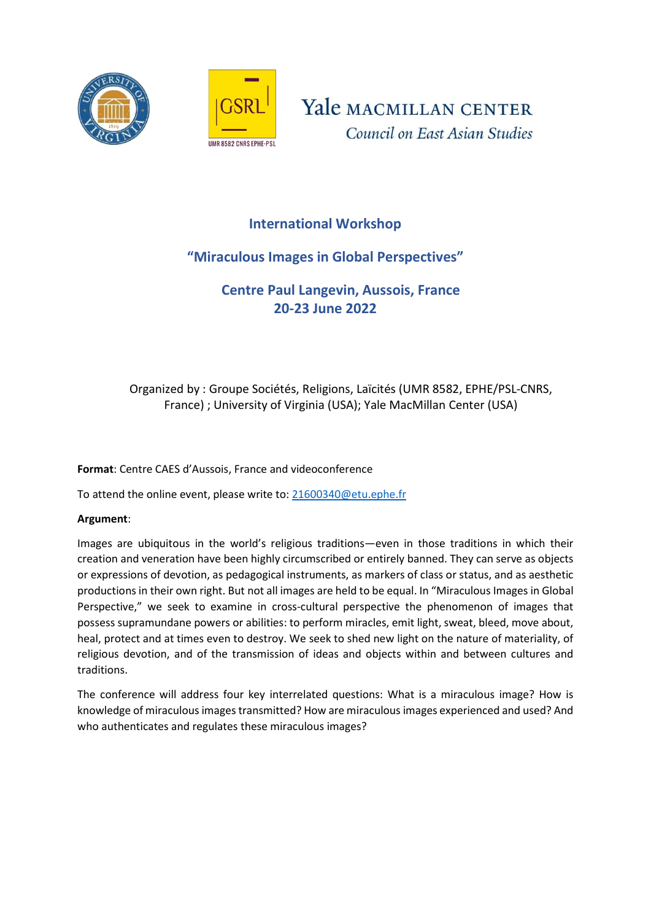Yale MACMILLAN CENTER
*Council on East Asian Studies*

## International Workshop

## "Miraculous Images in Global Perspectives"

### Centre Paul Langevin, Aussois, France
### 20-23 June 2022

Organized by : Groupe Sociétés, Religions, Laïcités (UMR 8582, EPHE/PSL-CNRS, France) ; University of Virginia (USA); Yale MacMillan Center (USA)

**Format**: Centre CAES d'Aussois, France and videoconference

To attend the online event, please write to: 21600340@etu.ephe.fr

**Argument**:

Images are ubiquitous in the world's religious traditions—even in those traditions in which their creation and veneration have been highly circumscribed or entirely banned. They can serve as objects or expressions of devotion, as pedagogical instruments, as markers of class or status, and as aesthetic productions in their own right. But not all images are held to be equal. In "Miraculous Images in Global Perspective," we seek to examine in cross-cultural perspective the phenomenon of images that possess supramundane powers or abilities: to perform miracles, emit light, sweat, bleed, move about, heal, protect and at times even to destroy. We seek to shed new light on the nature of materiality, of religious devotion, and of the transmission of ideas and objects within and between cultures and traditions.

The conference will address four key interrelated questions: What is a miraculous image? How is knowledge of miraculous images transmitted? How are miraculous images experienced and used? And who authenticates and regulates these miraculous images?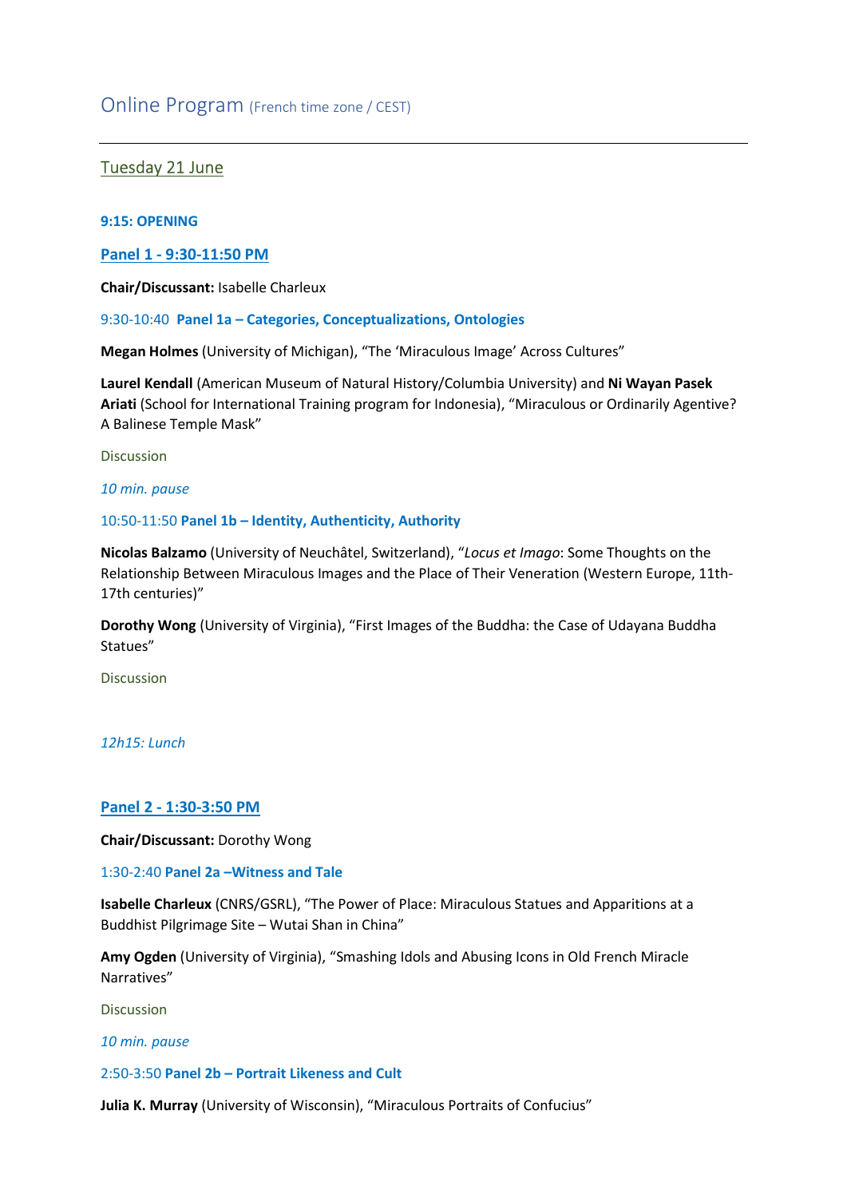# Online Program (French time zone / CEST)

---

## Tuesday 21 June

**9:15: OPENING**

### Panel 1 - 9:30-11:50 PM

**Chair/Discussant:** Isabelle Charleux

9:30-10:40 **Panel 1a – Categories, Conceptualizations, Ontologies**

**Megan Holmes** (University of Michigan), "The 'Miraculous Image' Across Cultures"

**Laurel Kendall** (American Museum of Natural History/Columbia University) and **Ni Wayan Pasek Ariati** (School for International Training program for Indonesia), "Miraculous or Ordinarily Agentive? A Balinese Temple Mask"

Discussion

*10 min. pause*

10:50-11:50 **Panel 1b – Identity, Authenticity, Authority**

**Nicolas Balzamo** (University of Neuchâtel, Switzerland), "*Locus et Imago*: Some Thoughts on the Relationship Between Miraculous Images and the Place of Their Veneration (Western Europe, 11th-17th centuries)"

**Dorothy Wong** (University of Virginia), "First Images of the Buddha: the Case of Udayana Buddha Statues"

Discussion

*12h15: Lunch*

### Panel 2 - 1:30-3:50 PM

**Chair/Discussant:** Dorothy Wong

1:30-2:40 **Panel 2a –Witness and Tale**

**Isabelle Charleux** (CNRS/GSRL), "The Power of Place: Miraculous Statues and Apparitions at a Buddhist Pilgrimage Site – Wutai Shan in China"

**Amy Ogden** (University of Virginia), "Smashing Idols and Abusing Icons in Old French Miracle Narratives"

Discussion

*10 min. pause*

2:50-3:50 **Panel 2b – Portrait Likeness and Cult**

**Julia K. Murray** (University of Wisconsin), "Miraculous Portraits of Confucius"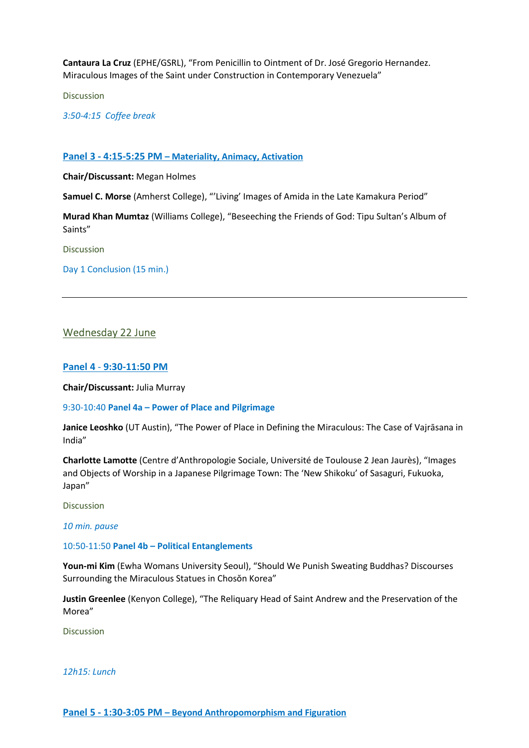**Cantaura La Cruz** (EPHE/GSRL), "From Penicillin to Ointment of Dr. José Gregorio Hernandez. Miraculous Images of the Saint under Construction in Contemporary Venezuela"

Discussion

*3:50-4:15 Coffee break*

### Panel 3 - 4:15-5:25 PM – Materiality, Animacy, Activation

**Chair/Discussant:** Megan Holmes

**Samuel C. Morse** (Amherst College), "'Living' Images of Amida in the Late Kamakura Period"

**Murad Khan Mumtaz** (Williams College), "Beseeching the Friends of God: Tipu Sultan's Album of Saints"

Discussion

Day 1 Conclusion (15 min.)

---

## Wednesday 22 June

### Panel 4 - 9:30-11:50 PM

**Chair/Discussant:** Julia Murray

9:30-10:40 **Panel 4a – Power of Place and Pilgrimage**

**Janice Leoshko** (UT Austin), "The Power of Place in Defining the Miraculous: The Case of Vajrāsana in India"

**Charlotte Lamotte** (Centre d'Anthropologie Sociale, Université de Toulouse 2 Jean Jaurès), "Images and Objects of Worship in a Japanese Pilgrimage Town: The 'New Shikoku' of Sasaguri, Fukuoka, Japan"

Discussion

*10 min. pause*

10:50-11:50 **Panel 4b – Political Entanglements**

**Youn-mi Kim** (Ewha Womans University Seoul), "Should We Punish Sweating Buddhas? Discourses Surrounding the Miraculous Statues in Chosŏn Korea"

**Justin Greenlee** (Kenyon College), "The Reliquary Head of Saint Andrew and the Preservation of the Morea"

Discussion

*12h15: Lunch*

### Panel 5 - 1:30-3:05 PM – Beyond Anthropomorphism and Figuration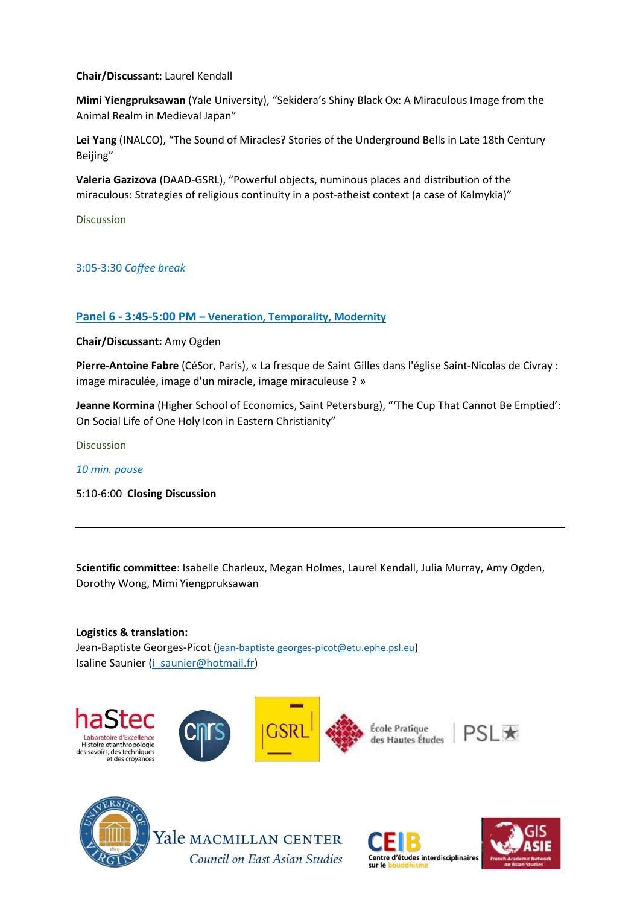**Chair/Discussant:** Laurel Kendall

**Mimi Yiengpruksawan** (Yale University), "Sekidera's Shiny Black Ox: A Miraculous Image from the Animal Realm in Medieval Japan"

**Lei Yang** (INALCO), "The Sound of Miracles? Stories of the Underground Bells in Late 18th Century Beijing"

**Valeria Gazizova** (DAAD-GSRL), "Powerful objects, numinous places and distribution of the miraculous: Strategies of religious continuity in a post-atheist context (a case of Kalmykia)"

Discussion

3:05-3:30 *Coffee break*

## Panel 6 - 3:45-5:00 PM – Veneration, Temporality, Modernity

**Chair/Discussant:** Amy Ogden

**Pierre-Antoine Fabre** (CéSor, Paris), « La fresque de Saint Gilles dans l'église Saint-Nicolas de Civray : image miraculée, image d'un miracle, image miraculeuse ? »

**Jeanne Kormina** (Higher School of Economics, Saint Petersburg), "'The Cup That Cannot Be Emptied': On Social Life of One Holy Icon in Eastern Christianity"

Discussion

*10 min. pause*

5:10-6:00 **Closing Discussion**

---

**Scientific committee**: Isabelle Charleux, Megan Holmes, Laurel Kendall, Julia Murray, Amy Ogden, Dorothy Wong, Mimi Yiengpruksawan

**Logistics & translation:**
Jean-Baptiste Georges-Picot (jean-baptiste.georges-picot@etu.ephe.psl.eu)
Isaline Saunier (i_saunier@hotmail.fr)

haStec Laboratoire d'Excellence Histoire et anthropologie des savoirs, des techniques et des croyances

cnrs

GSRL

École Pratique des Hautes Études | PSL

University of Virginia 1819

Yale MACMILLAN CENTER Council on East Asian Studies

CEIB Centre d'études interdisciplinaires sur le bouddhisme

GIS ASIE French Academic Network on Asian Studies